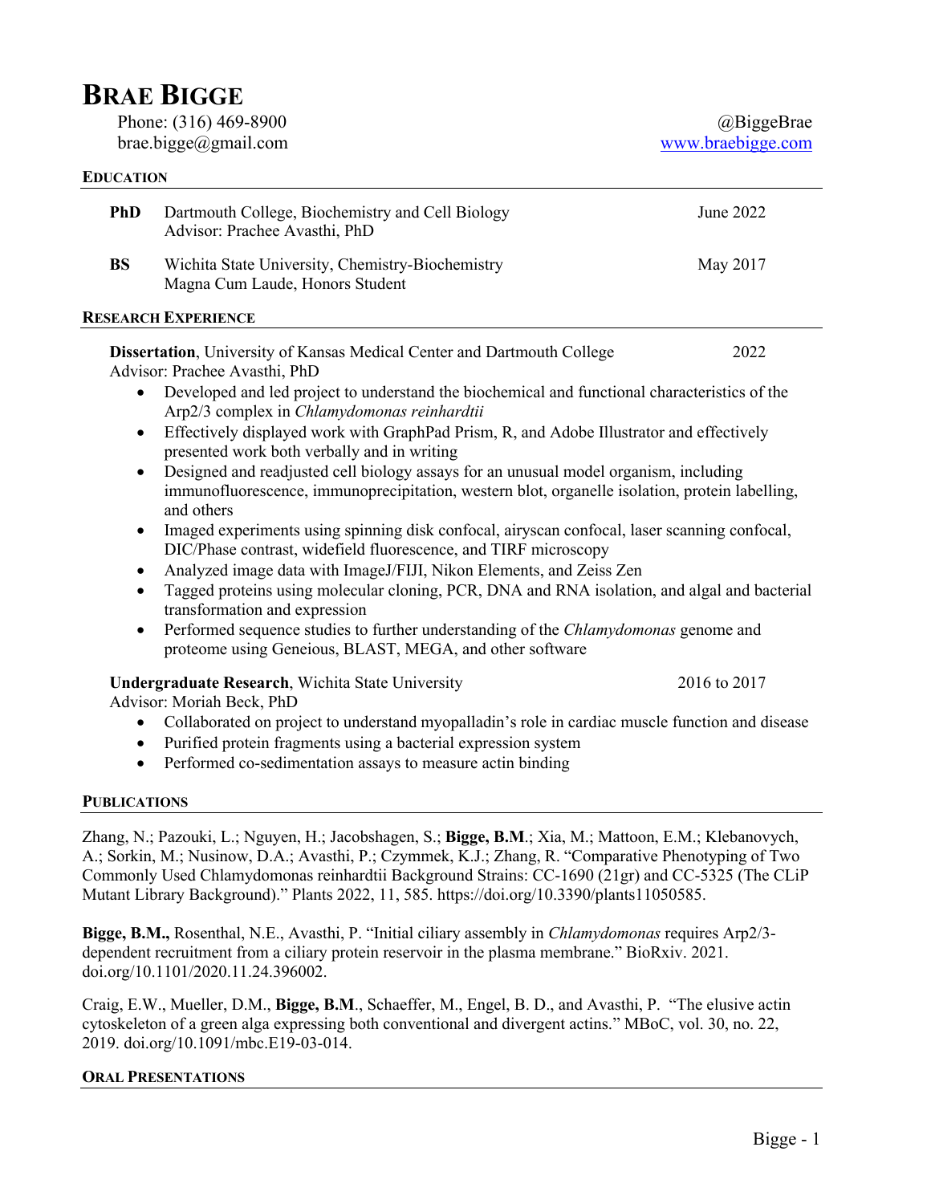# BRAE BIGGE

Phone: (316) 469-8900 | @BiggeBrae
brae.bigge@gmail.com | www.braebigge.com

## EDUCATION

**PhD** Dartmouth College, Biochemistry and Cell Biology — June 2022
Advisor: Prachee Avasthi, PhD

**BS** Wichita State University, Chemistry-Biochemistry — May 2017
Magna Cum Laude, Honors Student

## RESEARCH EXPERIENCE

**Dissertation**, University of Kansas Medical Center and Dartmouth College — 2022
Advisor: Prachee Avasthi, PhD

- Developed and led project to understand the biochemical and functional characteristics of the Arp2/3 complex in *Chlamydomonas reinhardtii*
- Effectively displayed work with GraphPad Prism, R, and Adobe Illustrator and effectively presented work both verbally and in writing
- Designed and readjusted cell biology assays for an unusual model organism, including immunofluorescence, immunoprecipitation, western blot, organelle isolation, protein labelling, and others
- Imaged experiments using spinning disk confocal, airyscan confocal, laser scanning confocal, DIC/Phase contrast, widefield fluorescence, and TIRF microscopy
- Analyzed image data with ImageJ/FIJI, Nikon Elements, and Zeiss Zen
- Tagged proteins using molecular cloning, PCR, DNA and RNA isolation, and algal and bacterial transformation and expression
- Performed sequence studies to further understanding of the *Chlamydomonas* genome and proteome using Geneious, BLAST, MEGA, and other software

**Undergraduate Research**, Wichita State University — 2016 to 2017
Advisor: Moriah Beck, PhD

- Collaborated on project to understand myopalladin's role in cardiac muscle function and disease
- Purified protein fragments using a bacterial expression system
- Performed co-sedimentation assays to measure actin binding

## PUBLICATIONS

Zhang, N.; Pazouki, L.; Nguyen, H.; Jacobshagen, S.; **Bigge, B.M**.; Xia, M.; Mattoon, E.M.; Klebanovych, A.; Sorkin, M.; Nusinow, D.A.; Avasthi, P.; Czymmek, K.J.; Zhang, R. "Comparative Phenotyping of Two Commonly Used Chlamydomonas reinhardtii Background Strains: CC-1690 (21gr) and CC-5325 (The CLiP Mutant Library Background)." Plants 2022, 11, 585. https://doi.org/10.3390/plants11050585.

**Bigge, B.M.,** Rosenthal, N.E., Avasthi, P. "Initial ciliary assembly in *Chlamydomonas* requires Arp2/3-dependent recruitment from a ciliary protein reservoir in the plasma membrane." BioRxiv. 2021. doi.org/10.1101/2020.11.24.396002.

Craig, E.W., Mueller, D.M., **Bigge, B.M**., Schaeffer, M., Engel, B. D., and Avasthi, P. "The elusive actin cytoskeleton of a green alga expressing both conventional and divergent actins." MBoC, vol. 30, no. 22, 2019. doi.org/10.1091/mbc.E19-03-014.

## ORAL PRESENTATIONS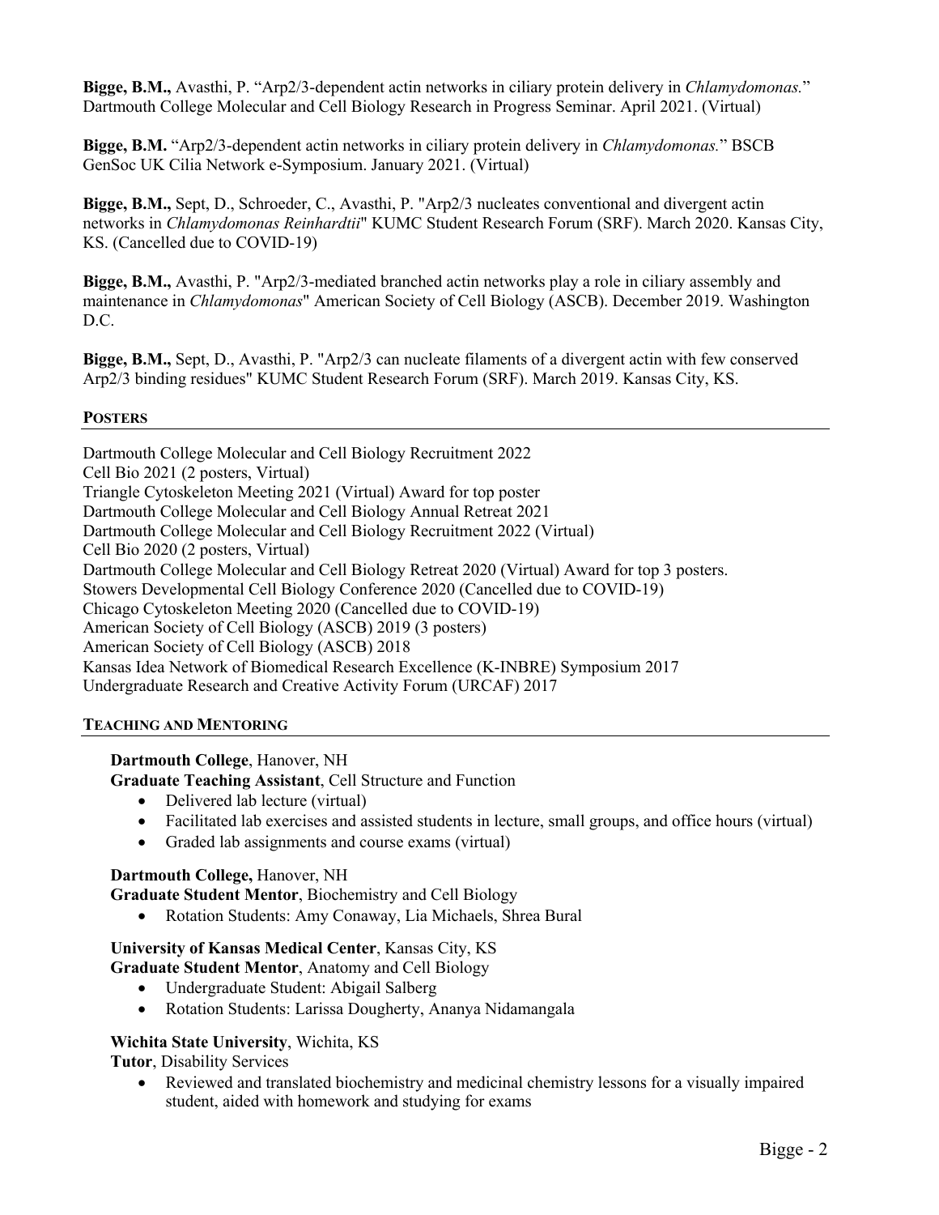**Bigge, B.M.,** Avasthi, P. "Arp2/3-dependent actin networks in ciliary protein delivery in *Chlamydomonas.*" Dartmouth College Molecular and Cell Biology Research in Progress Seminar. April 2021. (Virtual)

**Bigge, B.M.** "Arp2/3-dependent actin networks in ciliary protein delivery in *Chlamydomonas.*" BSCB GenSoc UK Cilia Network e-Symposium. January 2021. (Virtual)

**Bigge, B.M.,** Sept, D., Schroeder, C., Avasthi, P. "Arp2/3 nucleates conventional and divergent actin networks in *Chlamydomonas Reinhardtii*" KUMC Student Research Forum (SRF). March 2020. Kansas City, KS. (Cancelled due to COVID-19)

**Bigge, B.M.,** Avasthi, P. "Arp2/3-mediated branched actin networks play a role in ciliary assembly and maintenance in *Chlamydomonas*" American Society of Cell Biology (ASCB). December 2019. Washington D.C.

**Bigge, B.M.,** Sept, D., Avasthi, P. "Arp2/3 can nucleate filaments of a divergent actin with few conserved Arp2/3 binding residues" KUMC Student Research Forum (SRF). March 2019. Kansas City, KS.

## POSTERS

Dartmouth College Molecular and Cell Biology Recruitment 2022
Cell Bio 2021 (2 posters, Virtual)
Triangle Cytoskeleton Meeting 2021 (Virtual) Award for top poster
Dartmouth College Molecular and Cell Biology Annual Retreat 2021
Dartmouth College Molecular and Cell Biology Recruitment 2022 (Virtual)
Cell Bio 2020 (2 posters, Virtual)
Dartmouth College Molecular and Cell Biology Retreat 2020 (Virtual) Award for top 3 posters.
Stowers Developmental Cell Biology Conference 2020 (Cancelled due to COVID-19)
Chicago Cytoskeleton Meeting 2020 (Cancelled due to COVID-19)
American Society of Cell Biology (ASCB) 2019 (3 posters)
American Society of Cell Biology (ASCB) 2018
Kansas Idea Network of Biomedical Research Excellence (K-INBRE) Symposium 2017
Undergraduate Research and Creative Activity Forum (URCAF) 2017

## TEACHING AND MENTORING

**Dartmouth College**, Hanover, NH
**Graduate Teaching Assistant**, Cell Structure and Function

- Delivered lab lecture (virtual)
- Facilitated lab exercises and assisted students in lecture, small groups, and office hours (virtual)
- Graded lab assignments and course exams (virtual)

**Dartmouth College,** Hanover, NH
**Graduate Student Mentor**, Biochemistry and Cell Biology

- Rotation Students: Amy Conaway, Lia Michaels, Shrea Bural

**University of Kansas Medical Center**, Kansas City, KS
**Graduate Student Mentor**, Anatomy and Cell Biology

- Undergraduate Student: Abigail Salberg
- Rotation Students: Larissa Dougherty, Ananya Nidamangala

**Wichita State University**, Wichita, KS
**Tutor**, Disability Services

- Reviewed and translated biochemistry and medicinal chemistry lessons for a visually impaired student, aided with homework and studying for exams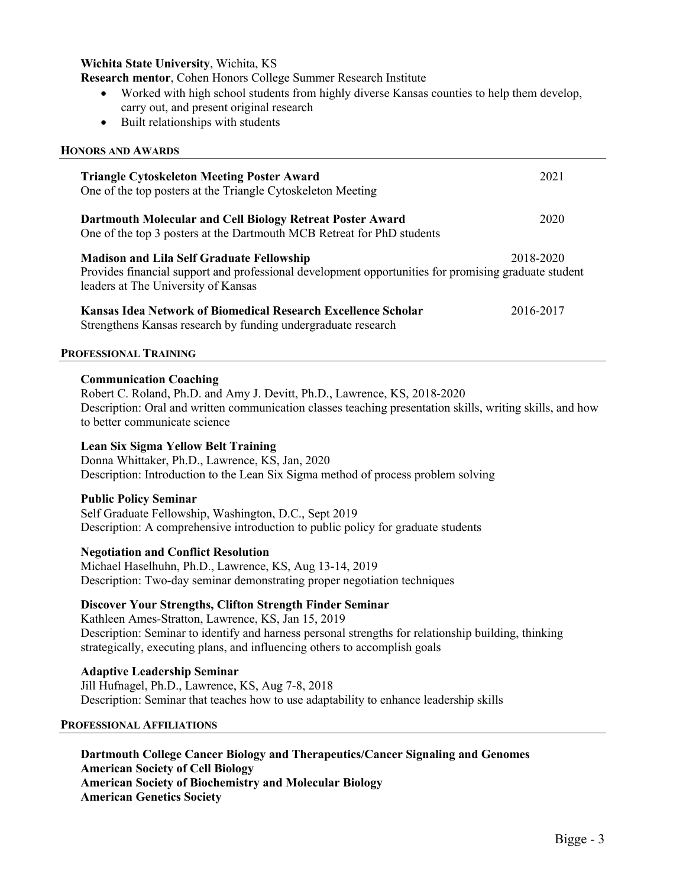**Wichita State University**, Wichita, KS
**Research mentor**, Cohen Honors College Summer Research Institute

- Worked with high school students from highly diverse Kansas counties to help them develop, carry out, and present original research
- Built relationships with students

## HONORS AND AWARDS

**Triangle Cytoskeleton Meeting Poster Award** 2021
One of the top posters at the Triangle Cytoskeleton Meeting

**Dartmouth Molecular and Cell Biology Retreat Poster Award** 2020
One of the top 3 posters at the Dartmouth MCB Retreat for PhD students

**Madison and Lila Self Graduate Fellowship** 2018-2020
Provides financial support and professional development opportunities for promising graduate student leaders at The University of Kansas

**Kansas Idea Network of Biomedical Research Excellence Scholar** 2016-2017
Strengthens Kansas research by funding undergraduate research

## PROFESSIONAL TRAINING

**Communication Coaching**
Robert C. Roland, Ph.D. and Amy J. Devitt, Ph.D., Lawrence, KS, 2018-2020
Description: Oral and written communication classes teaching presentation skills, writing skills, and how to better communicate science

**Lean Six Sigma Yellow Belt Training**
Donna Whittaker, Ph.D., Lawrence, KS, Jan, 2020
Description: Introduction to the Lean Six Sigma method of process problem solving

**Public Policy Seminar**
Self Graduate Fellowship, Washington, D.C., Sept 2019
Description: A comprehensive introduction to public policy for graduate students

**Negotiation and Conflict Resolution**
Michael Haselhuhn, Ph.D., Lawrence, KS, Aug 13-14, 2019
Description: Two-day seminar demonstrating proper negotiation techniques

**Discover Your Strengths, Clifton Strength Finder Seminar**
Kathleen Ames-Stratton, Lawrence, KS, Jan 15, 2019
Description: Seminar to identify and harness personal strengths for relationship building, thinking strategically, executing plans, and influencing others to accomplish goals

**Adaptive Leadership Seminar**
Jill Hufnagel, Ph.D., Lawrence, KS, Aug 7-8, 2018
Description: Seminar that teaches how to use adaptability to enhance leadership skills

## PROFESSIONAL AFFILIATIONS

**Dartmouth College Cancer Biology and Therapeutics/Cancer Signaling and Genomes**
**American Society of Cell Biology**
**American Society of Biochemistry and Molecular Biology**
**American Genetics Society**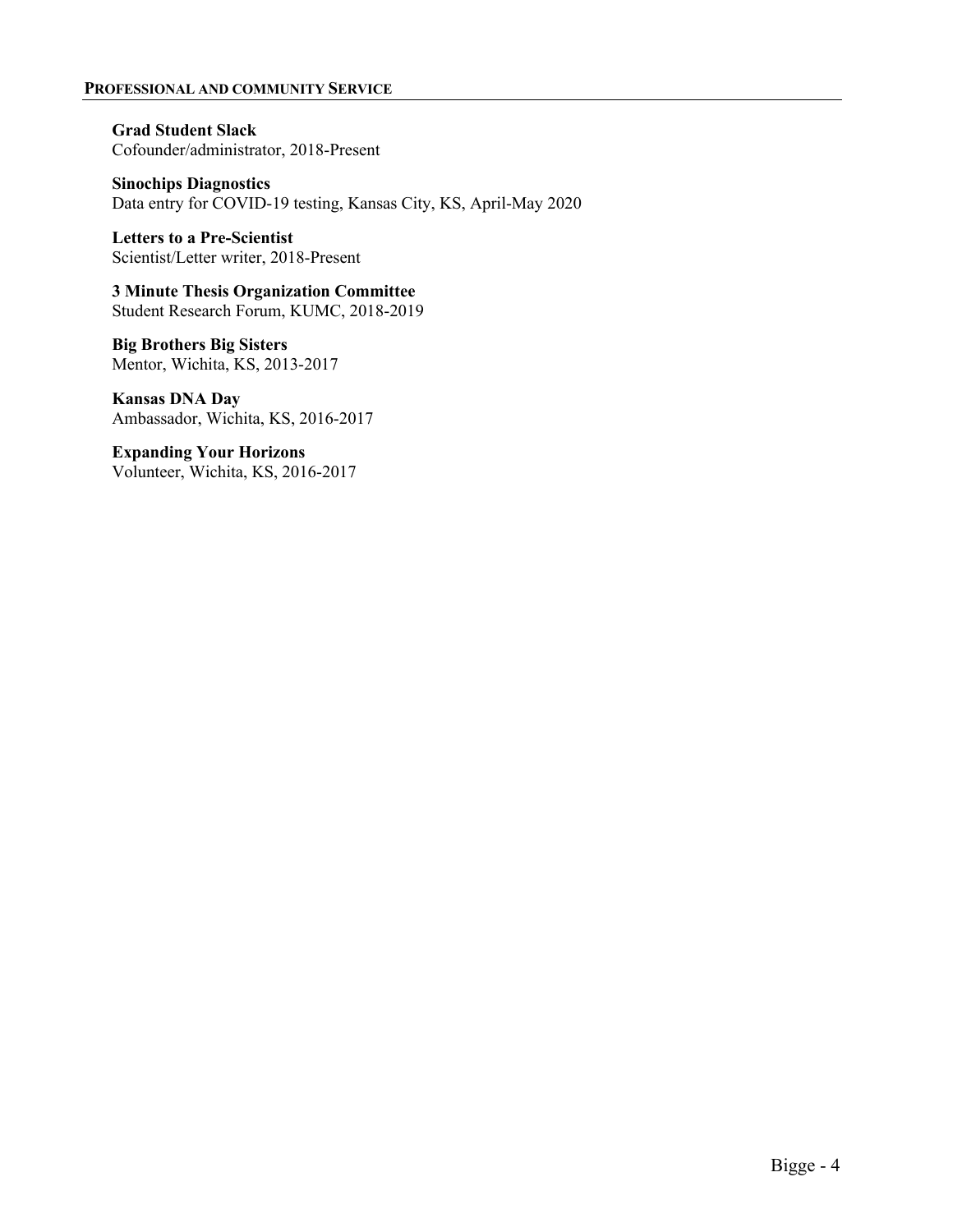## Professional and Community Service

**Grad Student Slack**
Cofounder/administrator, 2018-Present

**Sinochips Diagnostics**
Data entry for COVID-19 testing, Kansas City, KS, April-May 2020

**Letters to a Pre-Scientist**
Scientist/Letter writer, 2018-Present

**3 Minute Thesis Organization Committee**
Student Research Forum, KUMC, 2018-2019

**Big Brothers Big Sisters**
Mentor, Wichita, KS, 2013-2017

**Kansas DNA Day**
Ambassador, Wichita, KS, 2016-2017

**Expanding Your Horizons**
Volunteer, Wichita, KS, 2016-2017